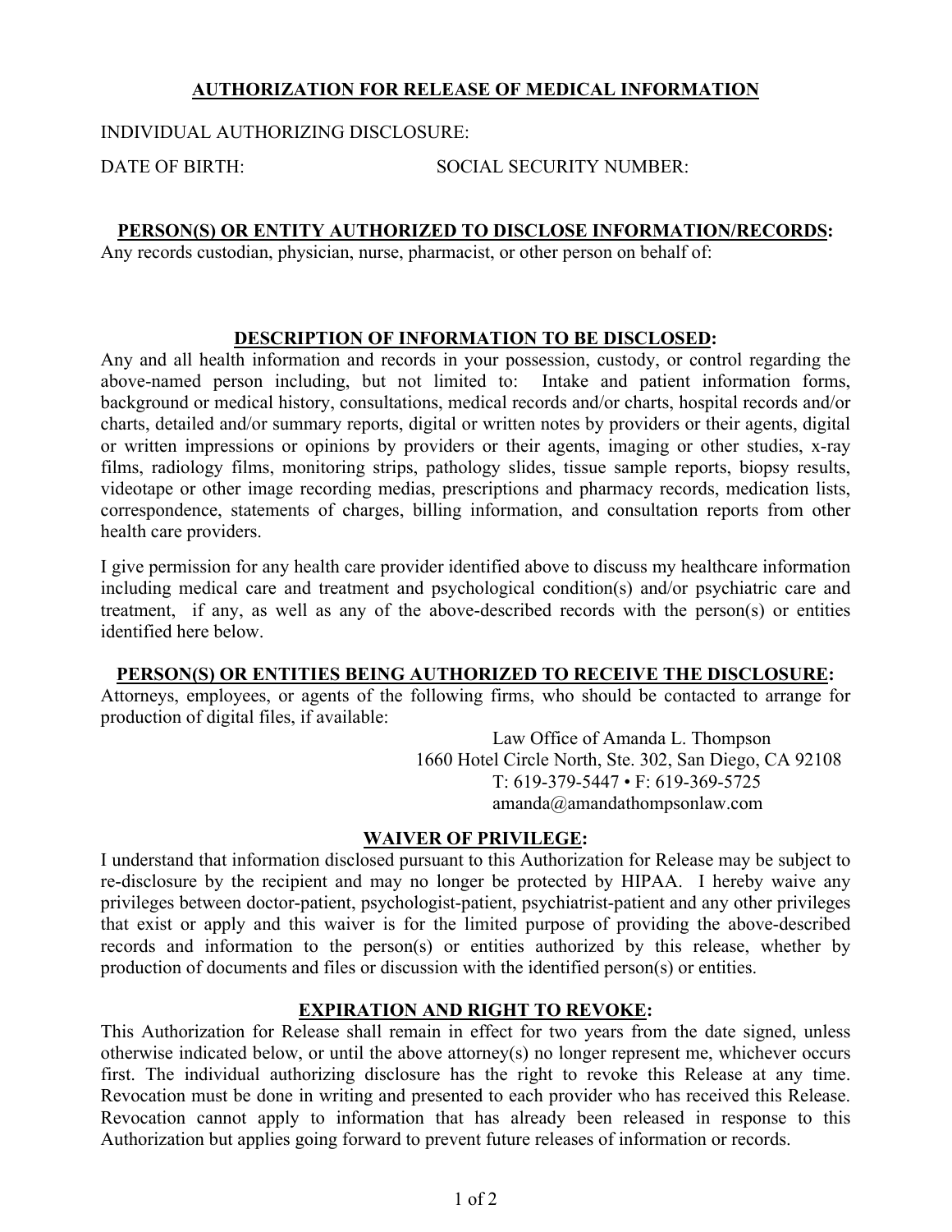# AUTHORIZATION FOR RELEASE OF MEDICAL INFORMATION

INDIVIDUAL AUTHORIZING DISCLOSURE:

DATE OF BIRTH: SOCIAL SECURITY NUMBER:

## PERSON(S) OR ENTITY AUTHORIZED TO DISCLOSE INFORMATION/RECORDS:

Any records custodian, physician, nurse, pharmacist, or other person on behalf of:

## DESCRIPTION OF INFORMATION TO BE DISCLOSED:

Any and all health information and records in your possession, custody, or control regarding the above-named person including, but not limited to: Intake and patient information forms, background or medical history, consultations, medical records and/or charts, hospital records and/or charts, detailed and/or summary reports, digital or written notes by providers or their agents, digital or written impressions or opinions by providers or their agents, imaging or other studies, x-ray films, radiology films, monitoring strips, pathology slides, tissue sample reports, biopsy results, videotape or other image recording medias, prescriptions and pharmacy records, medication lists, correspondence, statements of charges, billing information, and consultation reports from other health care providers.

I give permission for any health care provider identified above to discuss my healthcare information including medical care and treatment and psychological condition(s) and/or psychiatric care and treatment, if any, as well as any of the above-described records with the person(s) or entities identified here below.

## PERSON(S) OR ENTITIES BEING AUTHORIZED TO RECEIVE THE DISCLOSURE:

Attorneys, employees, or agents of the following firms, who should be contacted to arrange for production of digital files, if available:

Law Office of Amanda L. Thompson
1660 Hotel Circle North, Ste. 302, San Diego, CA 92108
T: 619-379-5447 • F: 619-369-5725
amanda@amandathompsonlaw.com

## WAIVER OF PRIVILEGE:

I understand that information disclosed pursuant to this Authorization for Release may be subject to re-disclosure by the recipient and may no longer be protected by HIPAA. I hereby waive any privileges between doctor-patient, psychologist-patient, psychiatrist-patient and any other privileges that exist or apply and this waiver is for the limited purpose of providing the above-described records and information to the person(s) or entities authorized by this release, whether by production of documents and files or discussion with the identified person(s) or entities.

## EXPIRATION AND RIGHT TO REVOKE:

This Authorization for Release shall remain in effect for two years from the date signed, unless otherwise indicated below, or until the above attorney(s) no longer represent me, whichever occurs first. The individual authorizing disclosure has the right to revoke this Release at any time. Revocation must be done in writing and presented to each provider who has received this Release. Revocation cannot apply to information that has already been released in response to this Authorization but applies going forward to prevent future releases of information or records.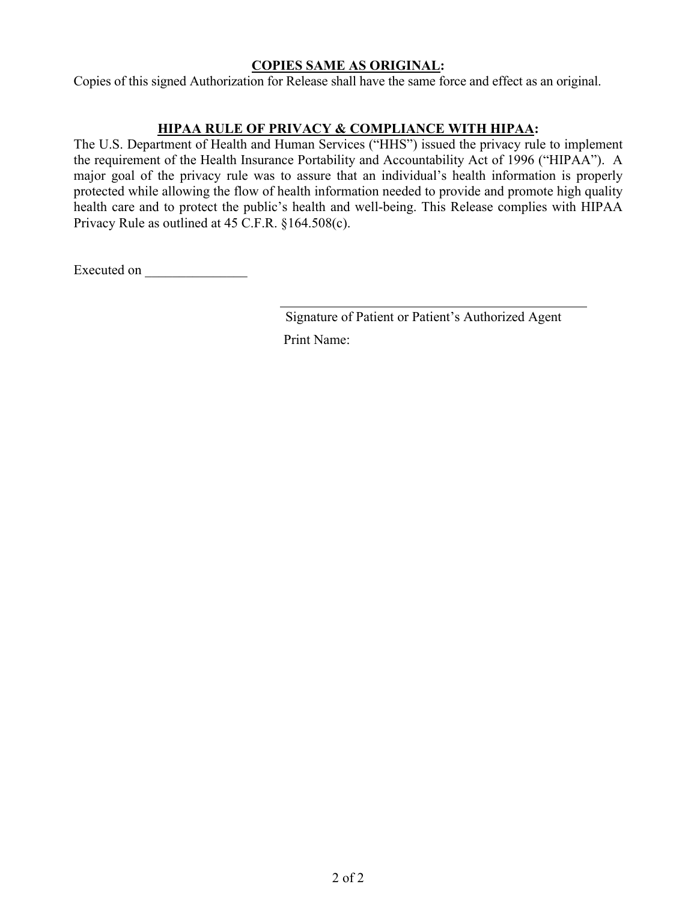**<u>COPIES SAME AS ORIGINAL</u>:**

Copies of this signed Authorization for Release shall have the same force and effect as an original.

**<u>HIPAA RULE OF PRIVACY & COMPLIANCE WITH HIPAA</u>:**

The U.S. Department of Health and Human Services ("HHS") issued the privacy rule to implement the requirement of the Health Insurance Portability and Accountability Act of 1996 ("HIPAA"). A major goal of the privacy rule was to assure that an individual's health information is properly protected while allowing the flow of health information needed to provide and promote high quality health care and to protect the public's health and well-being. This Release complies with HIPAA Privacy Rule as outlined at 45 C.F.R. §164.508(c).

Executed on _______________

_____________________________________________

Signature of Patient or Patient's Authorized Agent

Print Name: